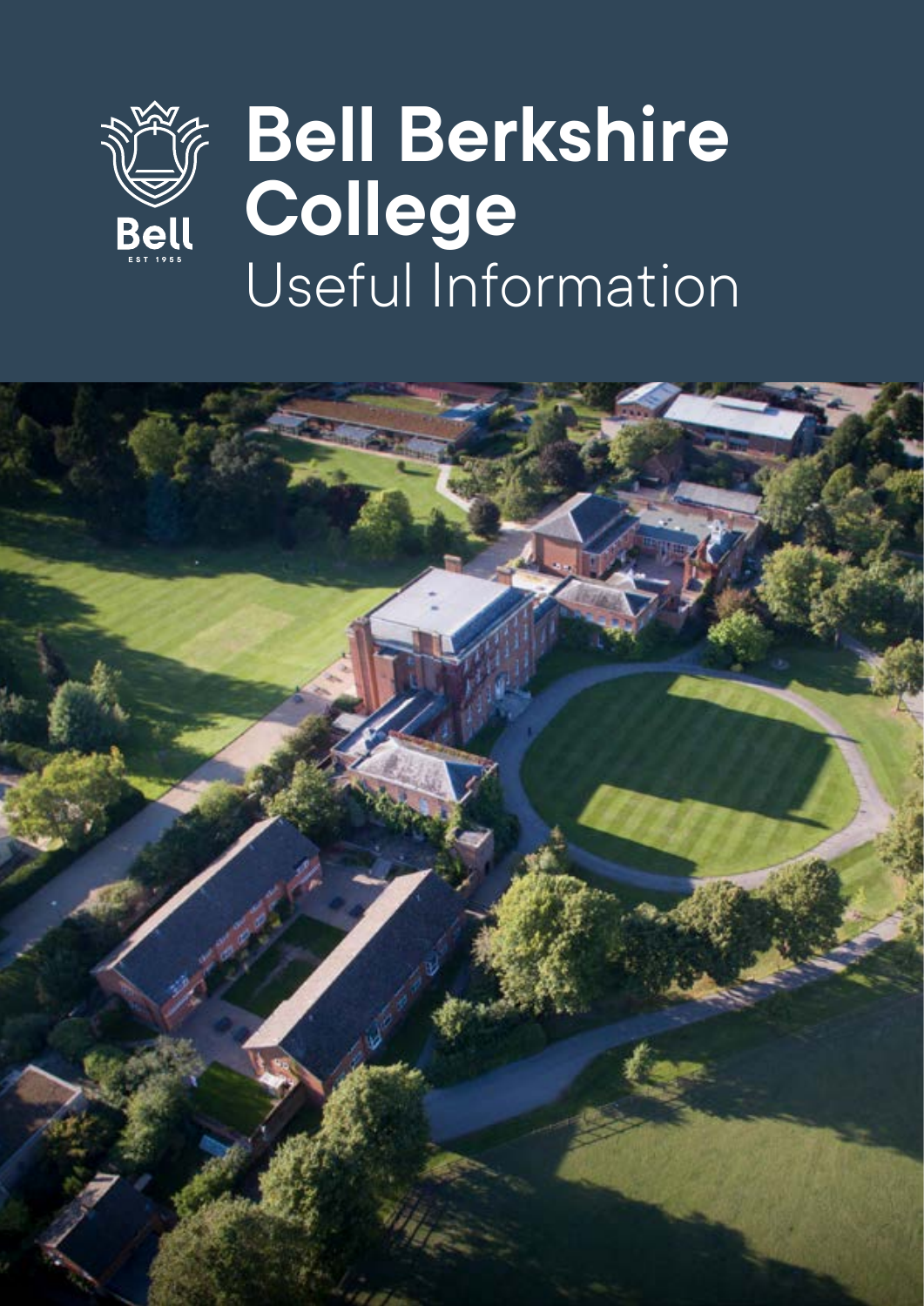# Bell Berkshire College

## Useful Information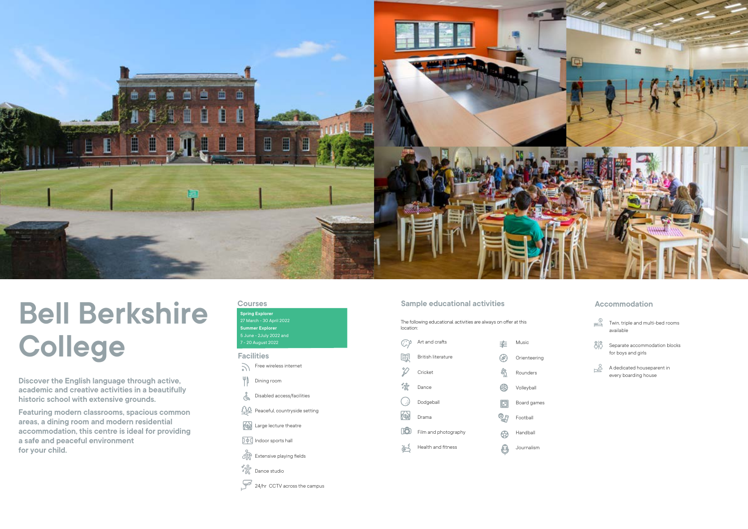# Bell Berkshire College

**Discover the English language through active, academic and creative activities in a beautifully historic school with extensive grounds.**

**Featuring modern classrooms, spacious common areas, a dining room and modern residential accommodation, this centre is ideal for providing a safe and peaceful environment for your child.**

## Courses

**Spring Explorer**
27 March - 30 April 2022
**Summer Explorer**
5 June - 2July 2022 and
7 - 20 August 2022

## Facilities

- Free wireless internet
- Dining room
- Disabled access/facilities
- Peaceful, countryside setting
- Large lecture theatre
- Indoor sports hall
- Extensive playing fields
- Dance studio
- 24/hr CCTV across the campus

## Sample educational activities

The following educational activities are always on offer at this location:

- Art and crafts
- British literature
- Cricket
- Dance
- Dodgeball
- Drama
- Film and photography
- Health and fitness
- Music
- Orienteering
- Rounders
- Volleyball
- Board games
- Football
- Handball
- Journalism

## Accommodation

- Twin, triple and multi-bed rooms available
- Separate accommodation blocks for boys and girls
- A dedicated houseparent in every boarding house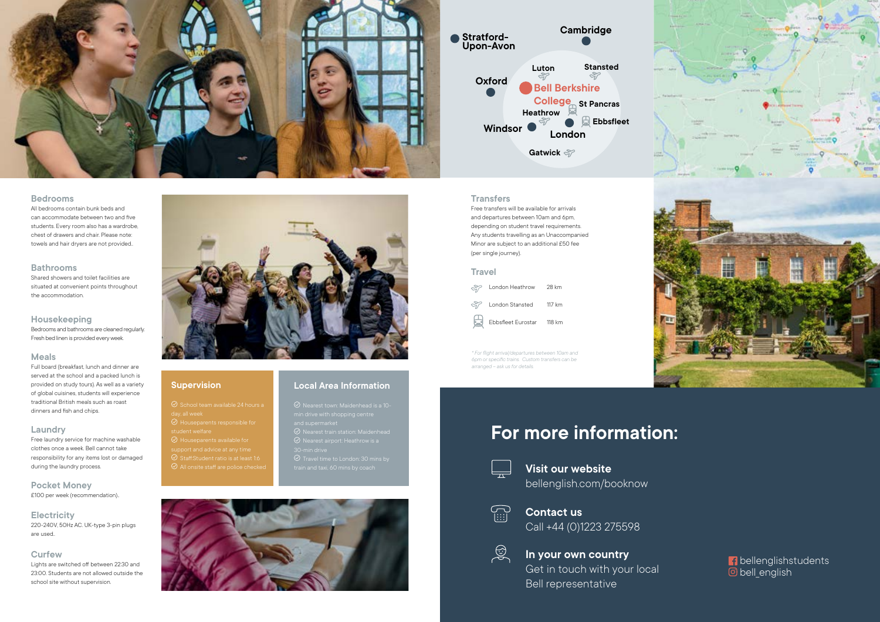## Bedrooms

All bedrooms contain bunk beds and can accommodate between two and five students. Every room also has a wardrobe, chest of drawers and chair. Please note: towels and hair dryers are not provided.

## Bathrooms

Shared showers and toilet facilities are situated at convenient points throughout the accommodation.

## Housekeeping

Bedrooms and bathrooms are cleaned regularly. Fresh bed linen is provided every week.

## Meals

Full board (breakfast, lunch and dinner are served at the school and a packed lunch is provided on study tours). As well as a variety of global cuisines, students will experience traditional British meals such as roast dinners and fish and chips.

## Laundry

Free laundry service for machine washable clothes once a week. Bell cannot take responsibility for any items lost or damaged during the laundry process.

## Pocket Money

£100 per week (recommendation).

## Electricity

220-240V, 50Hz AC. UK-type 3-pin plugs are used.

## Curfew

Lights are switched off between 22:30 and 23:00. Students are not allowed outside the school site without supervision.

## Supervision

- School team available 24 hours a day, all week
- Houseparents responsible for student welfare
- Houseparents available for support and advice at any time
- Staff:Student ratio is at least 1:6
- All onsite staff are police checked

## Local Area Information

- Nearest town: Maidenhead is a 10-min drive with shopping centre and supermarket
- Nearest train station: Maidenhead
- Nearest airport: Heathrow is a 30-min drive
- Travel time to London: 30 mins by train and taxi, 60 mins by coach

Stratford-Upon-Avon
Cambridge
Luton
Stansted
Oxford
Bell Berkshire College
St Pancras
Heathrow
Windsor
Ebbsfleet
London
Gatwick

## Transfers

Free transfers will be available for arrivals and departures between 10am and 6pm, depending on student travel requirements. Any students travelling as an Unaccompanied Minor are subject to an additional £50 fee (per single journey).

## Travel

| | |
|---|---|
| London Heathrow | 28 km |
| London Stansted | 117 km |
| Ebbsfleet Eurostar | 118 km |

*\* For flight arrival/departures between 10am and 6pm or specific trains. Custom transfers can be arranged – ask us for details.*

# For more information:

**Visit our website**
bellenglish.com/booknow

**Contact us**
Call +44 (0)1223 275598

**In your own country**
Get in touch with your local Bell representative

bellenglishstudents
bell_english